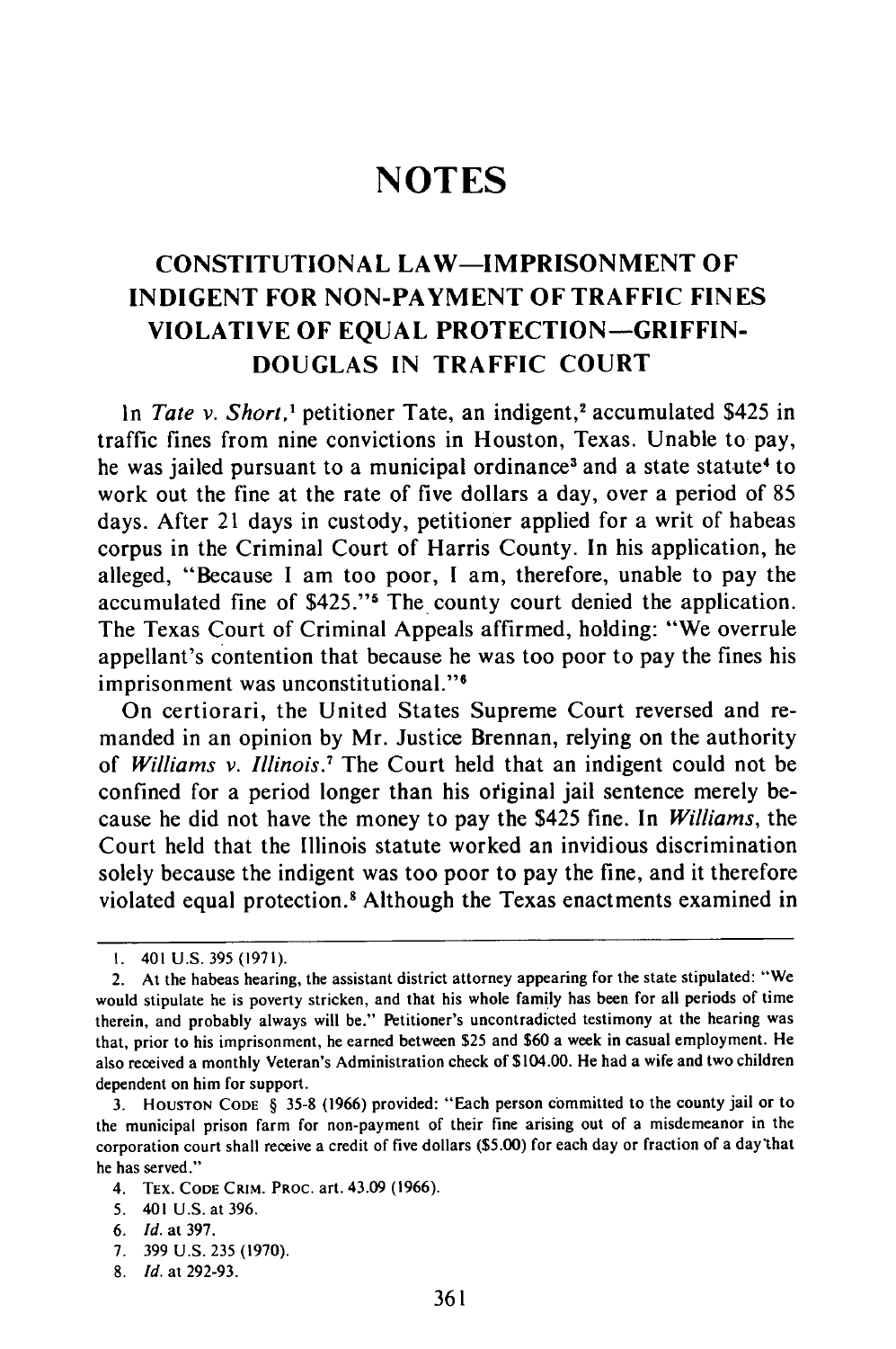# NOTES

## CONSTITUTIONAL LAW—IMPRISONMENT OF INDIGENT FOR NON-PAYMENT OF TRAFFIC FINES VIOLATIVE OF EQUAL PROTECTION—GRIFFIN-DOUGLAS IN TRAFFIC COURT

In *Tate v. Short*,[1] petitioner Tate, an indigent,[2] accumulated $425 in traffic fines from nine convictions in Houston, Texas. Unable to pay, he was jailed pursuant to a municipal ordinance[3] and a state statute[4] to work out the fine at the rate of five dollars a day, over a period of 85 days. After 21 days in custody, petitioner applied for a writ of habeas corpus in the Criminal Court of Harris County. In his application, he alleged, "Because I am too poor, I am, therefore, unable to pay the accumulated fine of $425."[5] The county court denied the application. The Texas Court of Criminal Appeals affirmed, holding: "We overrule appellant's contention that because he was too poor to pay the fines his imprisonment was unconstitutional."[6]

On certiorari, the United States Supreme Court reversed and remanded in an opinion by Mr. Justice Brennan, relying on the authority of *Williams v. Illinois*.[7] The Court held that an indigent could not be confined for a period longer than his original jail sentence merely because he did not have the money to pay the $425 fine. In *Williams*, the Court held that the Illinois statute worked an invidious discrimination solely because the indigent was too poor to pay the fine, and it therefore violated equal protection.[8] Although the Texas enactments examined in

---

1. 401 U.S. 395 (1971).

2. At the habeas hearing, the assistant district attorney appearing for the state stipulated: "We would stipulate he is poverty stricken, and that his whole family has been for all periods of time therein, and probably always will be." Petitioner's uncontradicted testimony at the hearing was that, prior to his imprisonment, he earned between $25 and $60 a week in casual employment. He also received a monthly Veteran's Administration check of $104.00. He had a wife and two children dependent on him for support.

3. HOUSTON CODE § 35-8 (1966) provided: "Each person committed to the county jail or to the municipal prison farm for non-payment of their fine arising out of a misdemeanor in the corporation court shall receive a credit of five dollars ($5.00) for each day or fraction of a day that he has served."

4. TEX. CODE CRIM. PROC. art. 43.09 (1966).

5. 401 U.S. at 396.

6. *Id.* at 397.

7. 399 U.S. 235 (1970).

8. *Id.* at 292-93.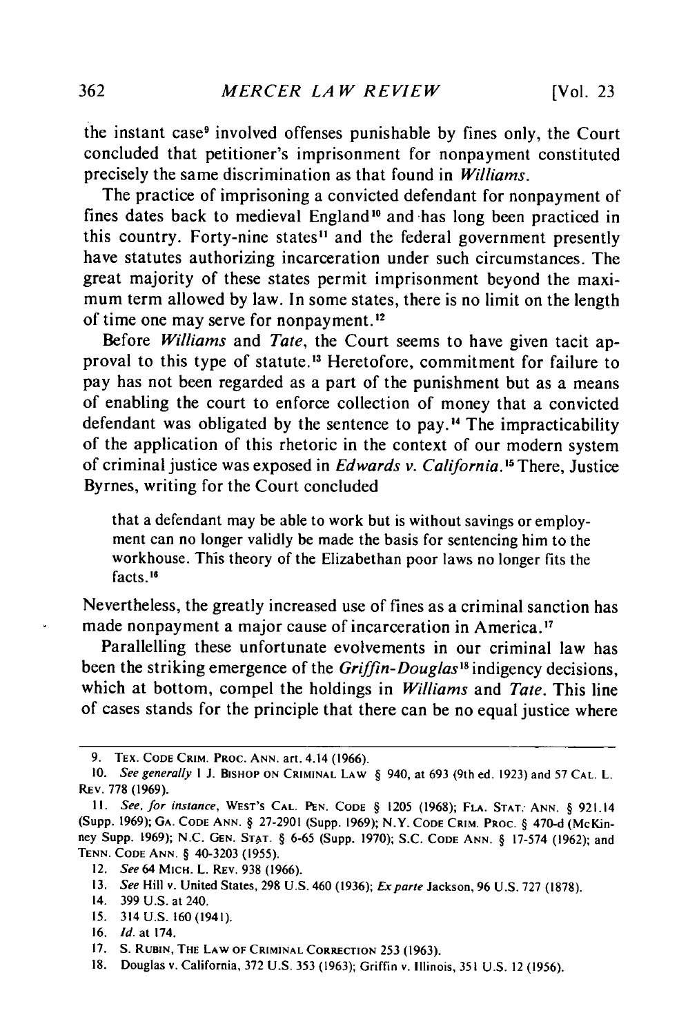the instant case[9] involved offenses punishable by fines only, the Court concluded that petitioner's imprisonment for nonpayment constituted precisely the same discrimination as that found in *Williams*.

The practice of imprisoning a convicted defendant for nonpayment of fines dates back to medieval England[10] and has long been practiced in this country. Forty-nine states[11] and the federal government presently have statutes authorizing incarceration under such circumstances. The great majority of these states permit imprisonment beyond the maximum term allowed by law. In some states, there is no limit on the length of time one may serve for nonpayment.[12]

Before *Williams* and *Tate*, the Court seems to have given tacit approval to this type of statute.[13] Heretofore, commitment for failure to pay has not been regarded as a part of the punishment but as a means of enabling the court to enforce collection of money that a convicted defendant was obligated by the sentence to pay.[14] The impracticability of the application of this rhetoric in the context of our modern system of criminal justice was exposed in *Edwards v. California*.[15] There, Justice Byrnes, writing for the Court concluded

> that a defendant may be able to work but is without savings or employment can no longer validly be made the basis for sentencing him to the workhouse. This theory of the Elizabethan poor laws no longer fits the facts.[16]

Nevertheless, the greatly increased use of fines as a criminal sanction has made nonpayment a major cause of incarceration in America.[17]

Parallelling these unfortunate evolvements in our criminal law has been the striking emergence of the *Griffin-Douglas*[18] indigency decisions, which at bottom, compel the holdings in *Williams* and *Tate*. This line of cases stands for the principle that there can be no equal justice where

---

9. TEX. CODE CRIM. PROC. ANN. art. 4.14 (1966).

10. *See generally* 1 J. BISHOP ON CRIMINAL LAW § 940, at 693 (9th ed. 1923) and 57 CAL. L. REV. 778 (1969).

11. *See, for instance*, WEST'S CAL. PEN. CODE § 1205 (1968); FLA. STAT. ANN. § 921.14 (Supp. 1969); GA. CODE ANN. § 27-2901 (Supp. 1969); N.Y. CODE CRIM. PROC. § 470-d (McKinney Supp. 1969); N.C. GEN. STAT. § 6-65 (Supp. 1970); S.C. CODE ANN. § 17-574 (1962); and TENN. CODE ANN. § 40-3203 (1955).

12. *See* 64 MICH. L. REV. 938 (1966).

13. *See* Hill v. United States, 298 U.S. 460 (1936); *Ex parte* Jackson, 96 U.S. 727 (1878).

14. 399 U.S. at 240.

15. 314 U.S. 160 (1941).

16. *Id.* at 174.

17. S. RUBIN, THE LAW OF CRIMINAL CORRECTION 253 (1963).

18. Douglas v. California, 372 U.S. 353 (1963); Griffin v. Illinois, 351 U.S. 12 (1956).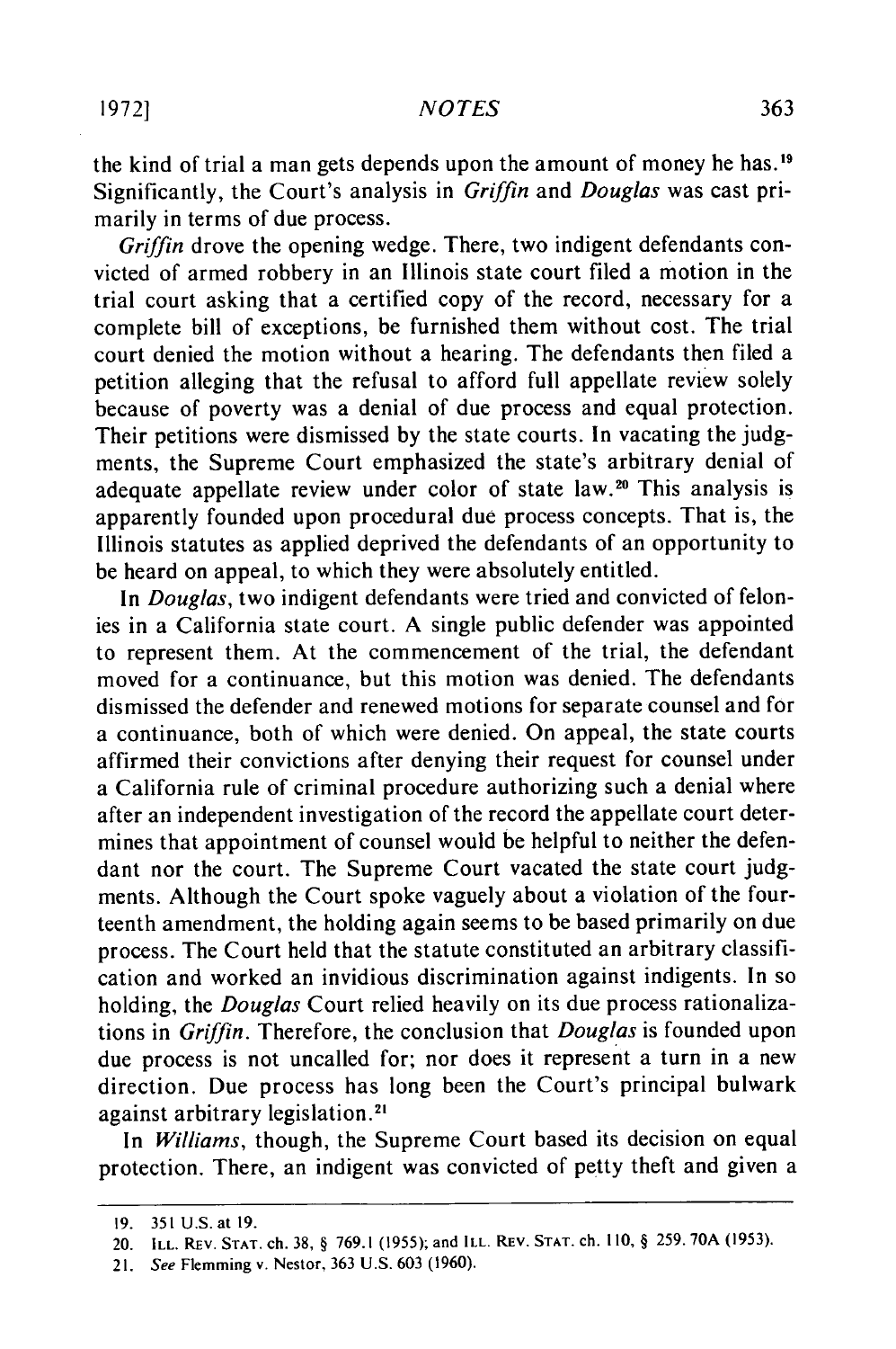the kind of trial a man gets depends upon the amount of money he has.[19] Significantly, the Court's analysis in *Griffin* and *Douglas* was cast primarily in terms of due process.

*Griffin* drove the opening wedge. There, two indigent defendants convicted of armed robbery in an Illinois state court filed a motion in the trial court asking that a certified copy of the record, necessary for a complete bill of exceptions, be furnished them without cost. The trial court denied the motion without a hearing. The defendants then filed a petition alleging that the refusal to afford full appellate review solely because of poverty was a denial of due process and equal protection. Their petitions were dismissed by the state courts. In vacating the judgments, the Supreme Court emphasized the state's arbitrary denial of adequate appellate review under color of state law.[20] This analysis is apparently founded upon procedural due process concepts. That is, the Illinois statutes as applied deprived the defendants of an opportunity to be heard on appeal, to which they were absolutely entitled.

In *Douglas*, two indigent defendants were tried and convicted of felonies in a California state court. A single public defender was appointed to represent them. At the commencement of the trial, the defendant moved for a continuance, but this motion was denied. The defendants dismissed the defender and renewed motions for separate counsel and for a continuance, both of which were denied. On appeal, the state courts affirmed their convictions after denying their request for counsel under a California rule of criminal procedure authorizing such a denial where after an independent investigation of the record the appellate court determines that appointment of counsel would be helpful to neither the defendant nor the court. The Supreme Court vacated the state court judgments. Although the Court spoke vaguely about a violation of the fourteenth amendment, the holding again seems to be based primarily on due process. The Court held that the statute constituted an arbitrary classification and worked an invidious discrimination against indigents. In so holding, the *Douglas* Court relied heavily on its due process rationalizations in *Griffin*. Therefore, the conclusion that *Douglas* is founded upon due process is not uncalled for; nor does it represent a turn in a new direction. Due process has long been the Court's principal bulwark against arbitrary legislation.[21]

In *Williams*, though, the Supreme Court based its decision on equal protection. There, an indigent was convicted of petty theft and given a

---

19. 351 U.S. at 19.

20. ILL. REV. STAT. ch. 38, § 769.1 (1955); and ILL. REV. STAT. ch. 110, § 259. 70A (1953).

21. *See* Flemming v. Nestor, 363 U.S. 603 (1960).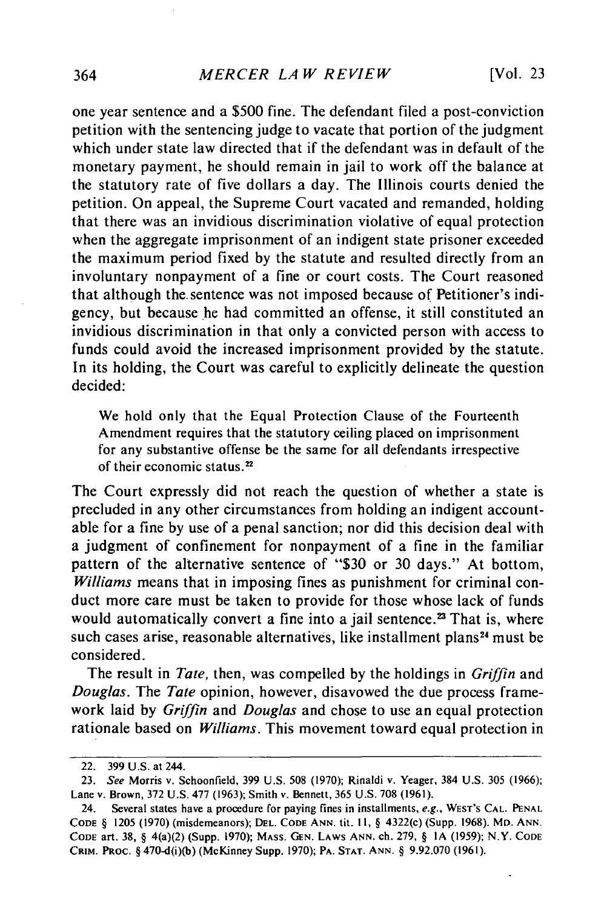one year sentence and a $500 fine. The defendant filed a post-conviction petition with the sentencing judge to vacate that portion of the judgment which under state law directed that if the defendant was in default of the monetary payment, he should remain in jail to work off the balance at the statutory rate of five dollars a day. The Illinois courts denied the petition. On appeal, the Supreme Court vacated and remanded, holding that there was an invidious discrimination violative of equal protection when the aggregate imprisonment of an indigent state prisoner exceeded the maximum period fixed by the statute and resulted directly from an involuntary nonpayment of a fine or court costs. The Court reasoned that although the sentence was not imposed because of Petitioner's indigency, but because he had committed an offense, it still constituted an invidious discrimination in that only a convicted person with access to funds could avoid the increased imprisonment provided by the statute. In its holding, the Court was careful to explicitly delineate the question decided:

> We hold only that the Equal Protection Clause of the Fourteenth Amendment requires that the statutory ceiling placed on imprisonment for any substantive offense be the same for all defendants irrespective of their economic status.[22]

The Court expressly did not reach the question of whether a state is precluded in any other circumstances from holding an indigent accountable for a fine by use of a penal sanction; nor did this decision deal with a judgment of confinement for nonpayment of a fine in the familiar pattern of the alternative sentence of "$30 or 30 days." At bottom, *Williams* means that in imposing fines as punishment for criminal conduct more care must be taken to provide for those whose lack of funds would automatically convert a fine into a jail sentence.[23] That is, where such cases arise, reasonable alternatives, like installment plans[24] must be considered.

The result in *Tate*, then, was compelled by the holdings in *Griffin* and *Douglas*. The *Tate* opinion, however, disavowed the due process framework laid by *Griffin* and *Douglas* and chose to use an equal protection rationale based on *Williams*. This movement toward equal protection in

---

22. 399 U.S. at 244.

23. *See* Morris v. Schoonfield, 399 U.S. 508 (1970); Rinaldi v. Yeager, 384 U.S. 305 (1966); Lane v. Brown, 372 U.S. 477 (1963); Smith v. Bennett, 365 U.S. 708 (1961).

24. Several states have a procedure for paying fines in installments, *e.g.*, WEST'S CAL. PENAL CODE § 1205 (1970) (misdemeanors); DEL. CODE ANN. tit. 11, § 4322(c) (Supp. 1968). MD. ANN. CODE art. 38, § 4(a)(2) (Supp. 1970); MASS. GEN. LAWS ANN. ch. 279, § 1A (1959); N.Y. CODE CRIM. PROC. § 470-d(i)(b) (McKinney Supp. 1970); PA. STAT. ANN. § 9.92.070 (1961).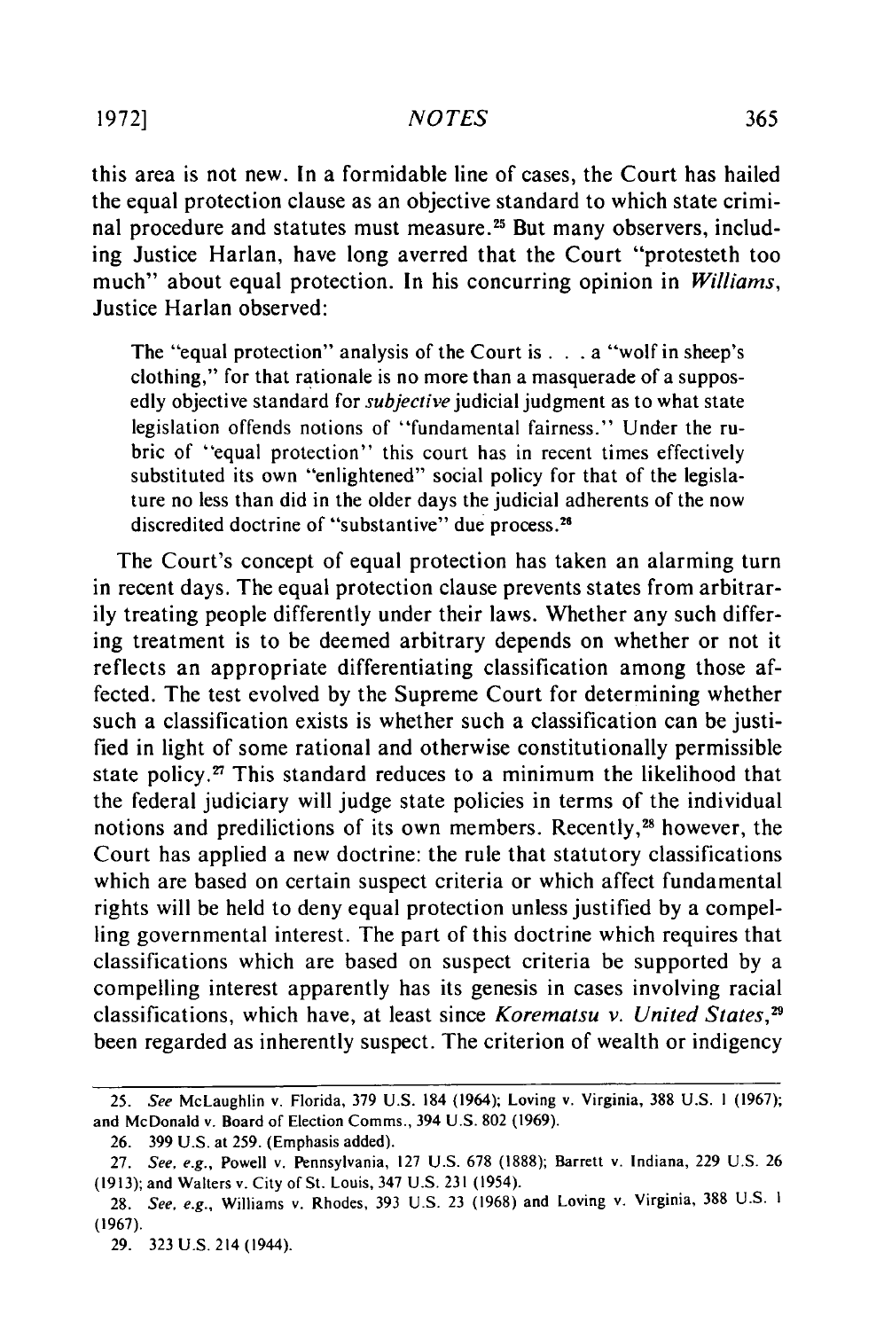this area is not new. In a formidable line of cases, the Court has hailed the equal protection clause as an objective standard to which state criminal procedure and statutes must measure.[25] But many observers, including Justice Harlan, have long averred that the Court "protesteth too much" about equal protection. In his concurring opinion in *Williams*, Justice Harlan observed:

> The "equal protection" analysis of the Court is . . . a "wolf in sheep's clothing," for that rationale is no more than a masquerade of a supposedly objective standard for *subjective* judicial judgment as to what state legislation offends notions of "fundamental fairness." Under the rubric of "equal protection" this court has in recent times effectively substituted its own "enlightened" social policy for that of the legislature no less than did in the older days the judicial adherents of the now discredited doctrine of "substantive" due process.[26]

The Court's concept of equal protection has taken an alarming turn in recent days. The equal protection clause prevents states from arbitrarily treating people differently under their laws. Whether any such differing treatment is to be deemed arbitrary depends on whether or not it reflects an appropriate differentiating classification among those affected. The test evolved by the Supreme Court for determining whether such a classification exists is whether such a classification can be justified in light of some rational and otherwise constitutionally permissible state policy.[27] This standard reduces to a minimum the likelihood that the federal judiciary will judge state policies in terms of the individual notions and predilictions of its own members. Recently,[28] however, the Court has applied a new doctrine: the rule that statutory classifications which are based on certain suspect criteria or which affect fundamental rights will be held to deny equal protection unless justified by a compelling governmental interest. The part of this doctrine which requires that classifications which are based on suspect criteria be supported by a compelling interest apparently has its genesis in cases involving racial classifications, which have, at least since *Korematsu v. United States*,[29] been regarded as inherently suspect. The criterion of wealth or indigency

---

25. *See* McLaughlin v. Florida, 379 U.S. 184 (1964); Loving v. Virginia, 388 U.S. 1 (1967); and McDonald v. Board of Election Comms., 394 U.S. 802 (1969).

26. 399 U.S. at 259. (Emphasis added).

27. *See, e.g.*, Powell v. Pennsylvania, 127 U.S. 678 (1888); Barrett v. Indiana, 229 U.S. 26 (1913); and Walters v. City of St. Louis, 347 U.S. 231 (1954).

28. *See, e.g.*, Williams v. Rhodes, 393 U.S. 23 (1968) and Loving v. Virginia, 388 U.S. 1 (1967).

29. 323 U.S. 214 (1944).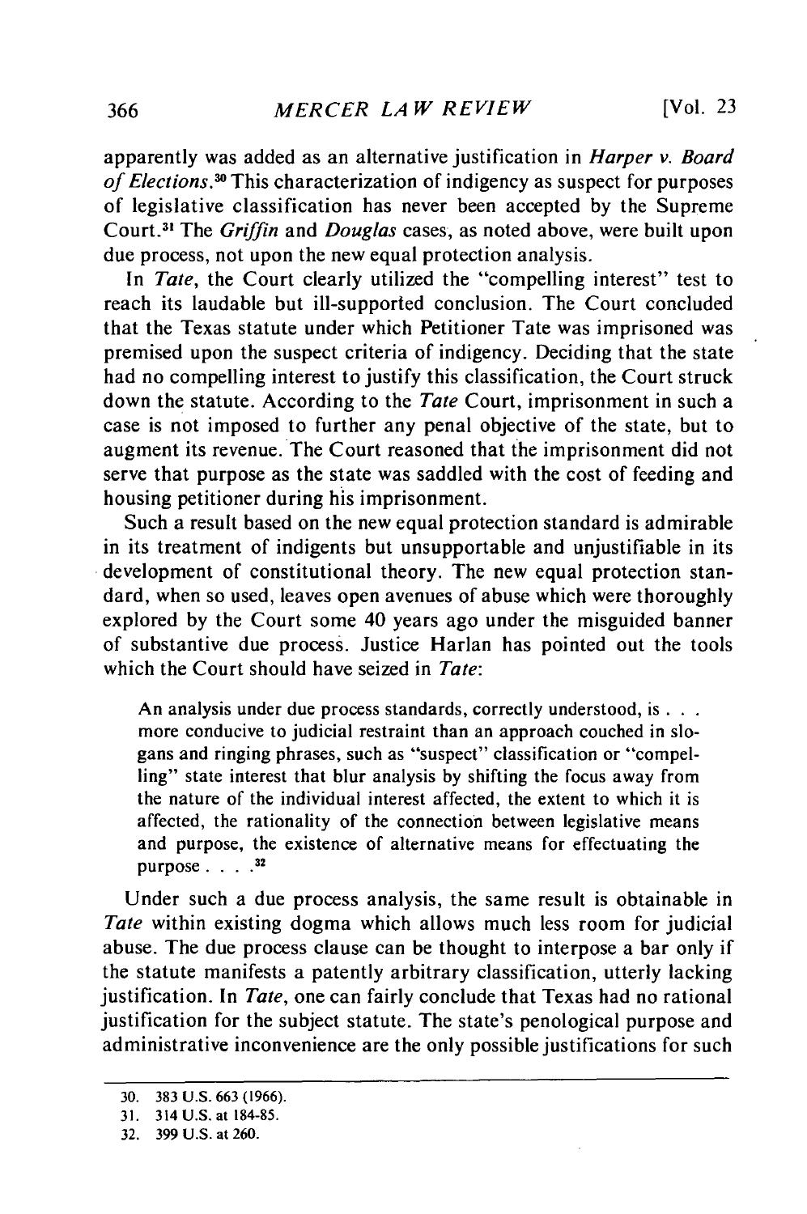apparently was added as an alternative justification in *Harper v. Board of Elections*.[30] This characterization of indigency as suspect for purposes of legislative classification has never been accepted by the Supreme Court.[31] The *Griffin* and *Douglas* cases, as noted above, were built upon due process, not upon the new equal protection analysis.

In *Tate*, the Court clearly utilized the "compelling interest" test to reach its laudable but ill-supported conclusion. The Court concluded that the Texas statute under which Petitioner Tate was imprisoned was premised upon the suspect criteria of indigency. Deciding that the state had no compelling interest to justify this classification, the Court struck down the statute. According to the *Tate* Court, imprisonment in such a case is not imposed to further any penal objective of the state, but to augment its revenue. The Court reasoned that the imprisonment did not serve that purpose as the state was saddled with the cost of feeding and housing petitioner during his imprisonment.

Such a result based on the new equal protection standard is admirable in its treatment of indigents but unsupportable and unjustifiable in its development of constitutional theory. The new equal protection standard, when so used, leaves open avenues of abuse which were thoroughly explored by the Court some 40 years ago under the misguided banner of substantive due process. Justice Harlan has pointed out the tools which the Court should have seized in *Tate*:

> An analysis under due process standards, correctly understood, is . . . more conducive to judicial restraint than an approach couched in slogans and ringing phrases, such as "suspect" classification or "compelling" state interest that blur analysis by shifting the focus away from the nature of the individual interest affected, the extent to which it is affected, the rationality of the connection between legislative means and purpose, the existence of alternative means for effectuating the purpose . . . .[32]

Under such a due process analysis, the same result is obtainable in *Tate* within existing dogma which allows much less room for judicial abuse. The due process clause can be thought to interpose a bar only if the statute manifests a patently arbitrary classification, utterly lacking justification. In *Tate*, one can fairly conclude that Texas had no rational justification for the subject statute. The state's penological purpose and administrative inconvenience are the only possible justifications for such

30. 383 U.S. 663 (1966).

31. 314 U.S. at 184-85.

32. 399 U.S. at 260.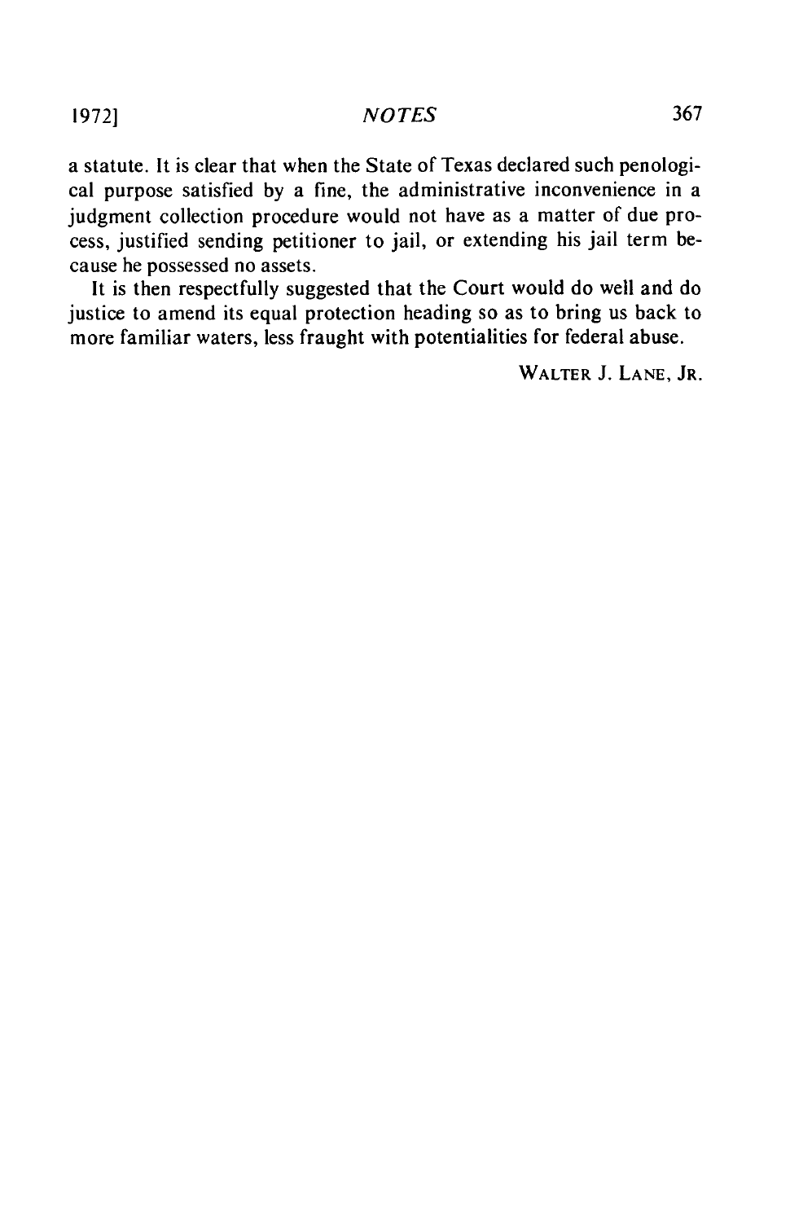a statute. It is clear that when the State of Texas declared such penological purpose satisfied by a fine, the administrative inconvenience in a judgment collection procedure would not have as a matter of due process, justified sending petitioner to jail, or extending his jail term because he possessed no assets.

It is then respectfully suggested that the Court would do well and do justice to amend its equal protection heading so as to bring us back to more familiar waters, less fraught with potentialities for federal abuse.

WALTER J. LANE, JR.